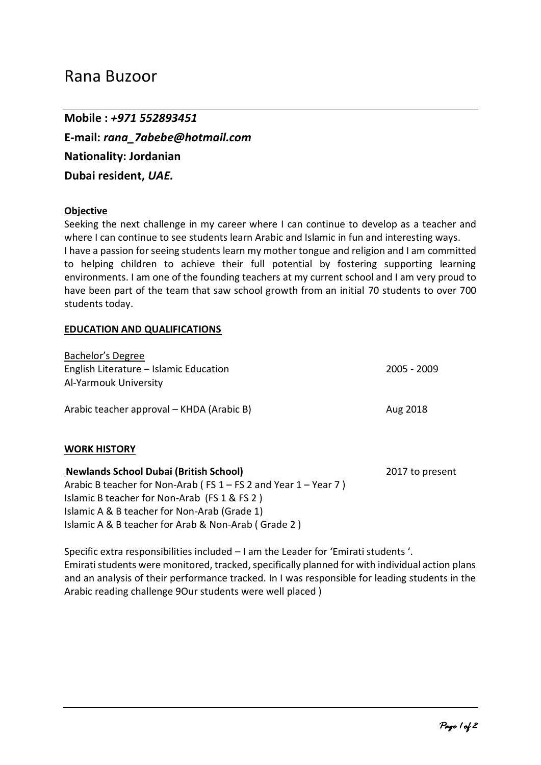# Rana Buzoor

**Mobile :** ***+971 552893451***

**E-mail:** ***rana_7abebe@hotmail.com***

**Nationality: Jordanian**

**Dubai resident,** ***UAE.***

**Objective**

Seeking the next challenge in my career where I can continue to develop as a teacher and where I can continue to see students learn Arabic and Islamic in fun and interesting ways.
I have a passion for seeing students learn my mother tongue and religion and I am committed to helping children to achieve their full potential by fostering supporting learning environments. I am one of the founding teachers at my current school and I am very proud to have been part of the team that saw school growth from an initial 70 students to over 700 students today.

**EDUCATION AND QUALIFICATIONS**

Bachelor's Degree
English Literature – Islamic Education — 2005 - 2009
Al-Yarmouk University

Arabic teacher approval – KHDA (Arabic B) — Aug 2018

**WORK HISTORY**

**Newlands School Dubai (British School)** — 2017 to present

Arabic B teacher for Non-Arab ( FS 1 – FS 2 and Year 1 – Year 7 )
Islamic B teacher for Non-Arab (FS 1 & FS 2 )
Islamic A & B teacher for Non-Arab (Grade 1)
Islamic A & B teacher for Arab & Non-Arab ( Grade 2 )

Specific extra responsibilities included – I am the Leader for 'Emirati students '.
Emirati students were monitored, tracked, specifically planned for with individual action plans and an analysis of their performance tracked. In I was responsible for leading students in the Arabic reading challenge 9Our students were well placed )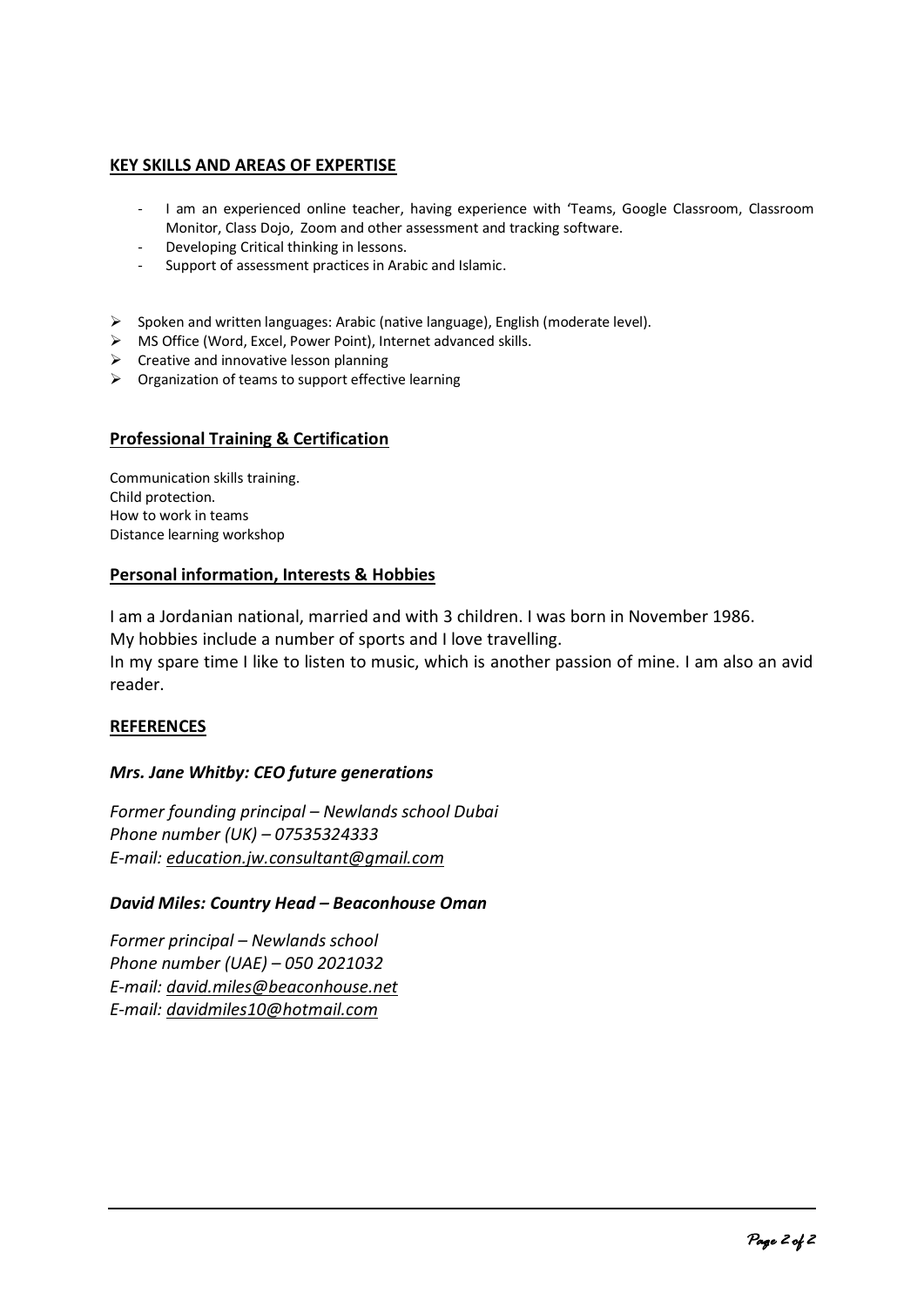## KEY SKILLS AND AREAS OF EXPERTISE

- I am an experienced online teacher, having experience with 'Teams, Google Classroom, Classroom Monitor, Class Dojo, Zoom and other assessment and tracking software.
- Developing Critical thinking in lessons.
- Support of assessment practices in Arabic and Islamic.

- Spoken and written languages: Arabic (native language), English (moderate level).
- MS Office (Word, Excel, Power Point), Internet advanced skills.
- Creative and innovative lesson planning
- Organization of teams to support effective learning

## Professional Training & Certification

Communication skills training.
Child protection.
How to work in teams
Distance learning workshop

## Personal information, Interests & Hobbies

I am a Jordanian national, married and with 3 children. I was born in November 1986.
My hobbies include a number of sports and I love travelling.
In my spare time I like to listen to music, which is another passion of mine. I am also an avid reader.

## REFERENCES

***Mrs. Jane Whitby: CEO future generations***

*Former founding principal – Newlands school Dubai*
*Phone number (UK) – 07535324333*
*E-mail: education.jw.consultant@gmail.com*

***David Miles: Country Head – Beaconhouse Oman***

*Former principal – Newlands school*
*Phone number (UAE) – 050 2021032*
*E-mail: david.miles@beaconhouse.net*
*E-mail: davidmiles10@hotmail.com*